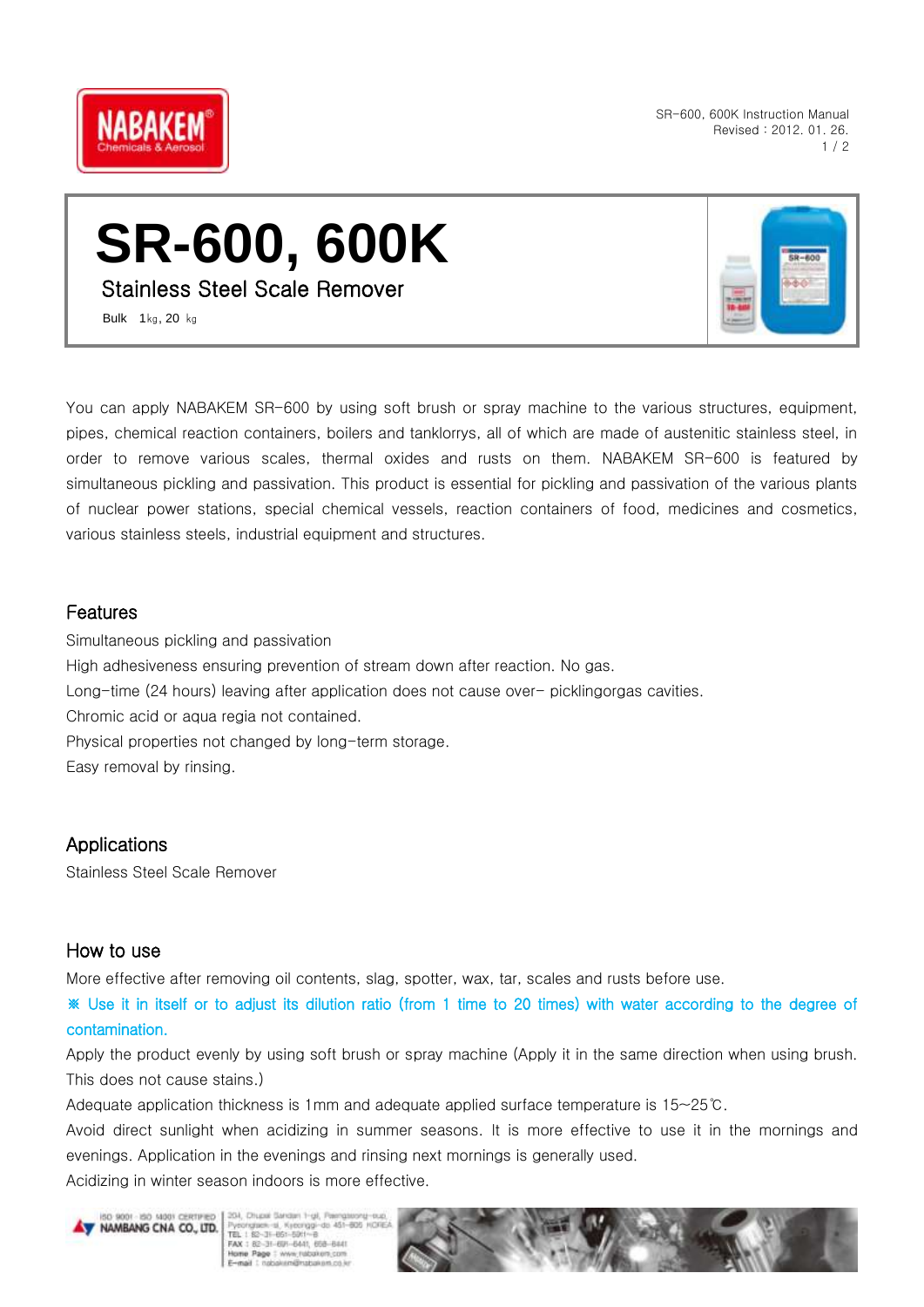# SR-600, 600K

## Stainless Steel Scale Remover

Bulk 1㎏, 20 ㎏

You can apply NABAKEM SR-600 by using soft brush or spray machine to the various structures, equipment, pipes, chemical reaction containers, boilers and tanklorrys, all of which are made of austenitic stainless steel, in order to remove various scales, thermal oxides and rusts on them. NABAKEM SR-600 is featured by simultaneous pickling and passivation. This product is essential for pickling and passivation of the various plants of nuclear power stations, special chemical vessels, reaction containers of food, medicines and cosmetics, various stainless steels, industrial equipment and structures.

### Features

Simultaneous pickling and passivation

High adhesiveness ensuring prevention of stream down after reaction. No gas.

Long-time (24 hours) leaving after application does not cause over- picklingorgas cavities.

Chromic acid or aqua regia not contained.

Physical properties not changed by long-term storage.

Easy removal by rinsing.

### Applications

Stainless Steel Scale Remover

### How to use

More effective after removing oil contents, slag, spotter, wax, tar, scales and rusts before use.

※ Use it in itself or to adjust its dilution ratio (from 1 time to 20 times) with water according to the degree of contamination.

Apply the product evenly by using soft brush or spray machine (Apply it in the same direction when using brush. This does not cause stains.)

Adequate application thickness is 1mm and adequate applied surface temperature is 15~25℃.

Avoid direct sunlight when acidizing in summer seasons. It is more effective to use it in the mornings and evenings. Application in the evenings and rinsing next mornings is generally used.

Acidizing in winter season indoors is more effective.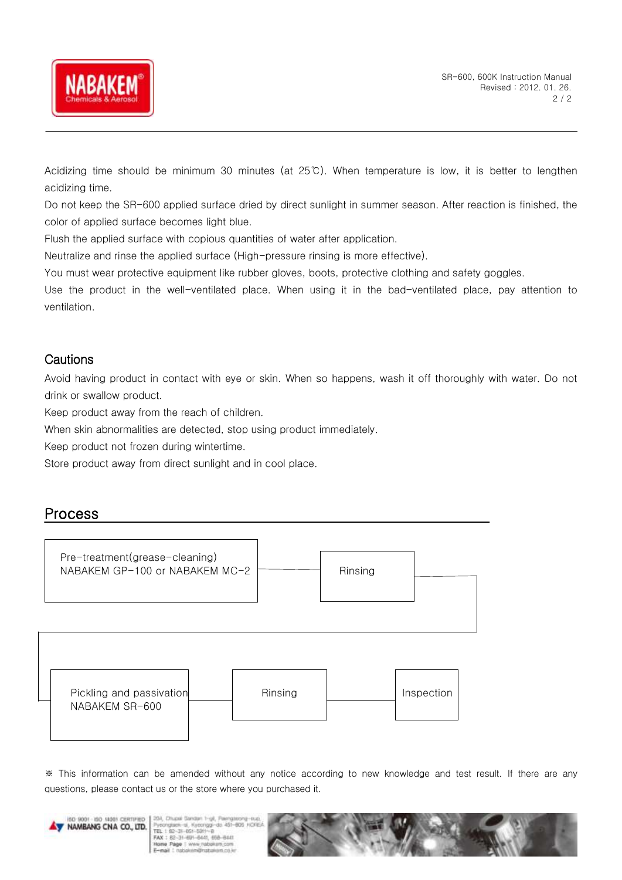Acidizing time should be minimum 30 minutes (at 25℃). When temperature is low, it is better to lengthen acidizing time.

Do not keep the SR-600 applied surface dried by direct sunlight in summer season. After reaction is finished, the color of applied surface becomes light blue.

Flush the applied surface with copious quantities of water after application.

Neutralize and rinse the applied surface (High-pressure rinsing is more effective).

You must wear protective equipment like rubber gloves, boots, protective clothing and safety goggles.

Use the product in the well-ventilated place. When using it in the bad-ventilated place, pay attention to ventilation.

## Cautions

Avoid having product in contact with eye or skin. When so happens, wash it off thoroughly with water. Do not drink or swallow product.

Keep product away from the reach of children.

When skin abnormalities are detected, stop using product immediately.

Keep product not frozen during wintertime.

Store product away from direct sunlight and in cool place.

## Process

Pre-treatment(grease-cleaning)
NABAKEM GP-100 or NABAKEM MC-2

Rinsing

Pickling and passivation
NABAKEM SR-600

Rinsing

Inspection

※ This information can be amended without any notice according to new knowledge and test result. If there are any questions, please contact us or the store where you purchased it.

ISO 9001 · ISO 14001 CERTIFIED
NAMBANG CNA CO., LTD.
204, Chupal Sandan 1-gil, Paengseong-eup, Pyeongtaek-si, Kyeonggi-do 451-805 KOREA
TEL : 82-31-651-5911~8
FAX : 82-31-691-6441, 658-6441
Home Page : www.nabakem.com
E-mail : nabakem@nabakem.co.kr